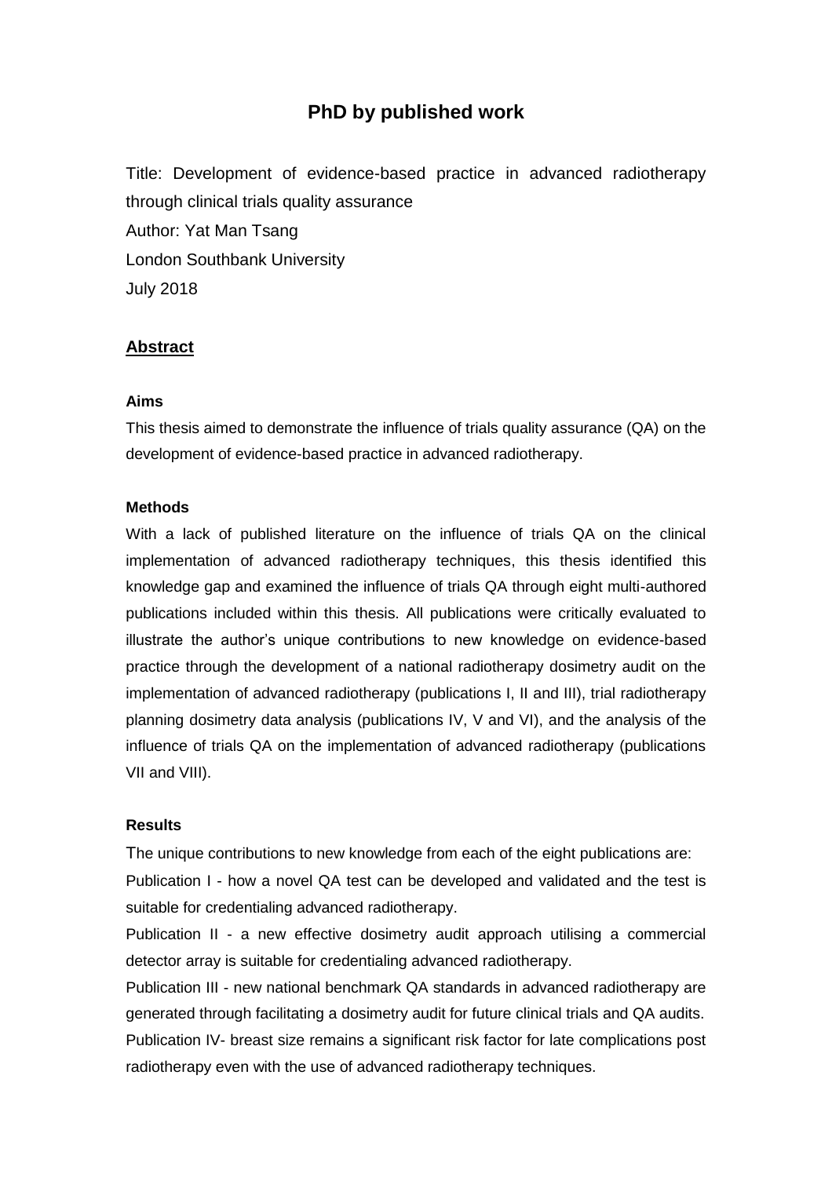# PhD by published work

Title: Development of evidence-based practice in advanced radiotherapy through clinical trials quality assurance

Author: Yat Man Tsang

London Southbank University

July 2018

## Abstract

### Aims

This thesis aimed to demonstrate the influence of trials quality assurance (QA) on the development of evidence-based practice in advanced radiotherapy.

### Methods

With a lack of published literature on the influence of trials QA on the clinical implementation of advanced radiotherapy techniques, this thesis identified this knowledge gap and examined the influence of trials QA through eight multi-authored publications included within this thesis. All publications were critically evaluated to illustrate the author's unique contributions to new knowledge on evidence-based practice through the development of a national radiotherapy dosimetry audit on the implementation of advanced radiotherapy (publications I, II and III), trial radiotherapy planning dosimetry data analysis (publications IV, V and VI), and the analysis of the influence of trials QA on the implementation of advanced radiotherapy (publications VII and VIII).

### Results

The unique contributions to new knowledge from each of the eight publications are:

Publication I - how a novel QA test can be developed and validated and the test is suitable for credentialing advanced radiotherapy.

Publication II - a new effective dosimetry audit approach utilising a commercial detector array is suitable for credentialing advanced radiotherapy.

Publication III - new national benchmark QA standards in advanced radiotherapy are generated through facilitating a dosimetry audit for future clinical trials and QA audits.

Publication IV- breast size remains a significant risk factor for late complications post radiotherapy even with the use of advanced radiotherapy techniques.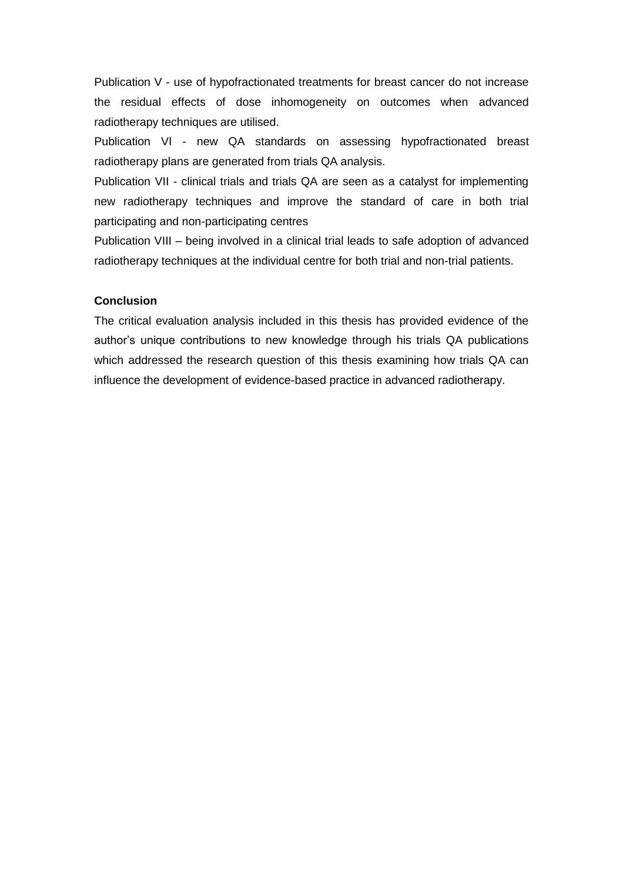Publication V - use of hypofractionated treatments for breast cancer do not increase the residual effects of dose inhomogeneity on outcomes when advanced radiotherapy techniques are utilised.

Publication VI - new QA standards on assessing hypofractionated breast radiotherapy plans are generated from trials QA analysis.

Publication VII - clinical trials and trials QA are seen as a catalyst for implementing new radiotherapy techniques and improve the standard of care in both trial participating and non-participating centres

Publication VIII – being involved in a clinical trial leads to safe adoption of advanced radiotherapy techniques at the individual centre for both trial and non-trial patients.

**Conclusion**

The critical evaluation analysis included in this thesis has provided evidence of the author's unique contributions to new knowledge through his trials QA publications which addressed the research question of this thesis examining how trials QA can influence the development of evidence-based practice in advanced radiotherapy.